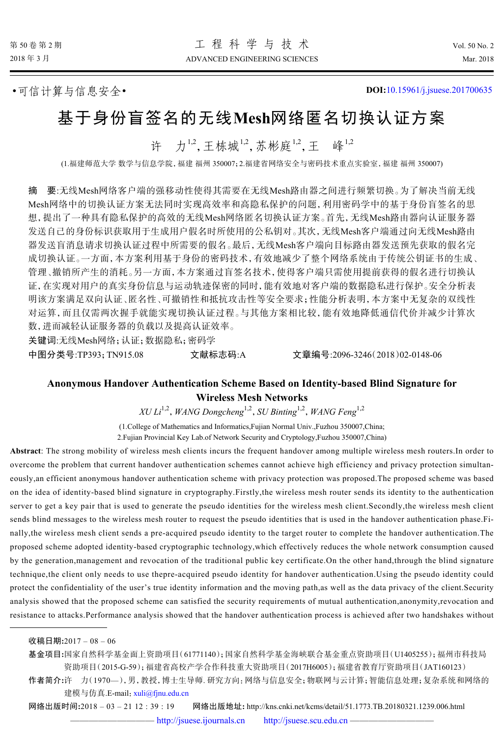•可信计算与信息安全•

DOI:10.15961/j.jsuese.201700635

# 基于身份盲签名的无线Mesh网络匿名切换认证方案

许　力[1,2], 王栋城[1,2], 苏彬庭[1,2], 王　峰[1,2]

(1.福建师范大学 数学与信息学院, 福建 福州 350007; 2.福建省网络安全与密码技术重点实验室, 福建 福州 350007)

**摘　要**:无线Mesh网络客户端的强移动性使得其需要在无线Mesh路由器之间进行频繁切换。为了解决当前无线Mesh网络中的切换认证方案无法同时实现高效率和高隐私保护的问题, 利用密码学中的基于身份盲签名的思想, 提出了一种具有隐私保护的高效的无线Mesh网络匿名切换认证方案。首先, 无线Mesh路由器向认证服务器发送自己的身份标识获取用于生成用户假名时所使用的公私钥对。其次, 无线Mesh客户端通过向无线Mesh路由器发送盲消息请求切换认证过程中所需要的假名。最后, 无线Mesh客户端向目标路由器发送预先获取的假名完成切换认证。一方面, 本方案利用基于身份的密码技术, 有效地减少了整个网络系统由于传统公钥证书的生成、管理、撤销所产生的消耗。另一方面, 本方案通过盲签名技术, 使得客户端只需使用提前获得的假名进行切换认证, 在实现对用户的真实身份信息与运动轨迹保密的同时, 能有效地对客户端的数据隐私进行保护。安全分析表明该方案满足双向认证、匿名性、可撤销性和抵抗攻击性等安全要求; 性能分析表明, 本方案中无复杂的双线性对运算, 而且仅需两次握手就能实现切换认证过程。与其他方案相比较, 能有效地降低通信代价并减少计算次数, 进而减轻认证服务器的负载以及提高认证效率。

**关键词**:无线Mesh网络; 认证; 数据隐私; 密码学

**中图分类号**:TP393; TN915.08　　　**文献标志码**:A　　　**文章编号**:2096-3246(2018)02-0148-06

## Anonymous Handover Authentication Scheme Based on Identity-based Blind Signature for Wireless Mesh Networks

*XU Li*[1,2], *WANG Dongcheng*[1,2], *SU Binting*[1,2], *WANG Feng*[1,2]

(1.College of Mathematics and Informatics,Fujian Normal Univ.,Fuzhou 350007,China;
2.Fujian Provincial Key Lab.of Network Security and Cryptology,Fuzhou 350007,China)

**Abstract**: The strong mobility of wireless mesh clients incurs the frequent handover among multiple wireless mesh routers.In order to overcome the problem that current handover authentication schemes cannot achieve high efficiency and privacy protection simultaneously,an efficient anonymous handover authentication scheme with privacy protection was proposed.The proposed scheme was based on the idea of identity-based blind signature in cryptography.Firstly,the wireless mesh router sends its identity to the authentication server to get a key pair that is used to generate the pseudo identities for the wireless mesh client.Secondly,the wireless mesh client sends blind messages to the wireless mesh router to request the pseudo identities that is used in the handover authentication phase.Finally,the wireless mesh client sends a pre-acquired pseudo identity to the target router to complete the handover authentication.The proposed scheme adopted identity-based cryptographic technology,which effectively reduces the whole network consumption caused by the generation,management and revocation of the traditional public key certificate.On the other hand,through the blind signature technique,the client only needs to use thepre-acquired pseudo identity for handover authentication.Using the pseudo identity could protect the confidentiality of the user's true identity information and the moving path,as well as the data privacy of the client.Security analysis showed that the proposed scheme can satisfied the security requirements of mutual authentication,anonymity,revocation and resistance to attacks.Performance analysis showed that the handover authentication process is achieved after two handshakes without

---

**收稿日期**:2017 – 08 – 06

**基金项目**:国家自然科学基金面上资助项目(61771140); 国家自然科学基金海峡联合基金重点资助项目(U1405255); 福州市科技局资助项目(2015-G-59); 福建省高校产学合作科技重大资助项目(2017H6005); 福建省教育厅资助项目(JAT160123)

**作者简介**:许　力(1970—), 男, 教授, 博士生导师. 研究方向: 网络与信息安全; 物联网与云计算; 智能信息处理; 复杂系统和网络的建模与仿真.E-mail: xuli@fjnu.edu.cn

**网络出版时间**:2018 – 03 – 21 12 : 39 : 19　　**网络出版地址**: http://kns.cnki.net/kcms/detail/51.1773.TB.20180321.1239.006.html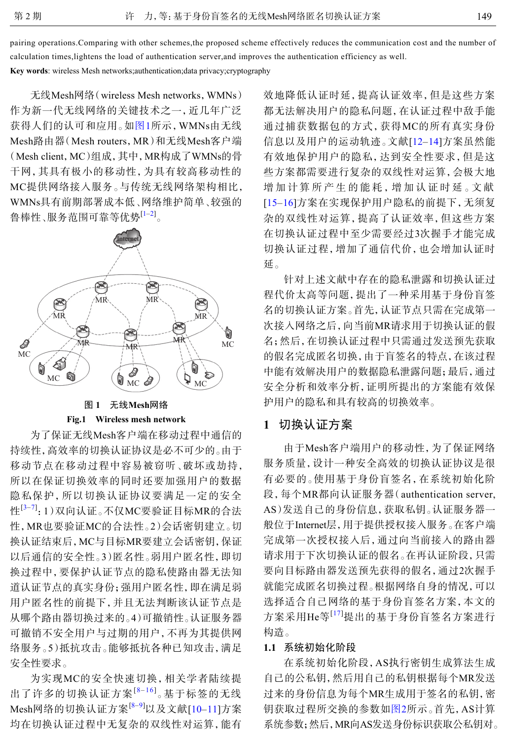pairing operations.Comparing with other schemes,the proposed scheme effectively reduces the communication cost and the number of calculation times,lightens the load of authentication server,and improves the authentication efficiency as well.

**Key words**: wireless Mesh networks;authentication;data privacy;cryptography

无线Mesh网络（wireless Mesh networks，WMNs）作为新一代无线网络的关键技术之一，近几年广泛获得人们的认可和应用。如图1所示，WMNs由无线Mesh路由器（Mesh routers，MR）和无线Mesh客户端（Mesh client，MC）组成，其中，MR构成了WMNs的骨干网，其具有极小的移动性，为具有较高移动性的MC提供网络接入服务。与传统无线网络架构相比，WMNs具有前期部署成本低、网络维护简单、较强的鲁棒性、服务范围可靠等优势[1–2]。

**图1　无线Mesh网络**

**Fig.1　Wireless mesh network**

为了保证无线Mesh客户端在移动过程中通信的持续性，高效率的切换认证协议是必不可少的。由于移动节点在移动过程中容易被窃听、破坏或劫持，所以在保证切换效率的同时还要加强用户的数据隐私保护，所以切换认证协议要满足一定的安全性[3–7]：1）双向认证。不仅MC要验证目标MR的合法性，MR也要验证MC的合法性。2）会话密钥建立。切换认证结束后，MC与目标MR要建立会话密钥，保证以后通信的安全性。3）匿名性。弱用户匿名性，即切换过程中，要保护认证节点的隐私使路由器无法知道认证节点的真实身份；强用户匿名性，即在满足弱用户匿名性的前提下，并且无法判断该认证节点是从哪个路由器切换过来的。4）可撤销性。认证服务器可撤销不安全用户与过期的用户，不再为其提供网络服务。5）抵抗攻击。能够抵抗各种已知攻击，满足安全性要求。

为实现MC的安全快速切换，相关学者陆续提出了许多的切换认证方案[8–16]。基于标签的无线Mesh网络的切换认证方案[8–9]以及文献[10–11]方案均在切换认证过程中无复杂的双线性对运算，能有效地降低认证时延，提高认证效率，但是这些方案都无法解决用户的隐私问题，在认证过程中敌手能通过捕获数据包的方式，获得MC的所有真实身份信息以及用户的运动轨迹。文献[12–14]方案虽然能有效地保护用户的隐私，达到安全性要求，但是这些方案都需要进行复杂的双线性对运算，会极大地增加计算所产生的能耗，增加认证时延。文献[15–16]方案在实现保护用户隐私的前提下，无须复杂的双线性对运算，提高了认证效率，但这些方案在切换认证过程中至少需要经过3次握手才能完成切换认证过程，增加了通信代价，也会增加认证时延。

针对上述文献中存在的隐私泄露和切换认证过程代价太高等问题，提出了一种采用基于身份盲签名的切换认证方案。首先，认证节点只需在完成第一次接入网络之后，向当前MR请求用于切换认证的假名；然后，在切换认证过程中只需通过发送预先获取的假名完成匿名切换，由于盲签名的特点，在该过程中能有效解决用户的数据隐私泄露问题；最后，通过安全分析和效率分析，证明所提出的方案能有效保护用户的隐私和具有较高的切换效率。

## 1　切换认证方案

由于Mesh客户端用户的移动性，为了保证网络服务质量，设计一种安全高效的切换认证协议是很有必要的。使用基于身份盲签名，在系统初始化阶段，每个MR都向认证服务器（authentication server，AS）发送自己的身份信息，获取私钥。认证服务器一般位于Internet层，用于提供授权接入服务。在客户端完成第一次授权接入后，通过向当前接入的路由器请求用于下次切换认证的假名。在再认证阶段，只需要向目标路由器发送预先获得的假名，通过2次握手就能完成匿名切换过程。根据网络自身的情况，可以选择适合自己网络的基于身份盲签名方案，本文的方案采用He等[17]提出的基于身份盲签名方案进行构造。

### 1.1　系统初始化阶段

在系统初始化阶段，AS执行密钥生成算法生成自己的公私钥，然后用自己的私钥根据每个MR发送过来的身份信息为每个MR生成用于签名的私钥，密钥获取过程所交换的参数如图2所示。首先，AS计算系统参数；然后，MR向AS发送身份标识获取公私钥对。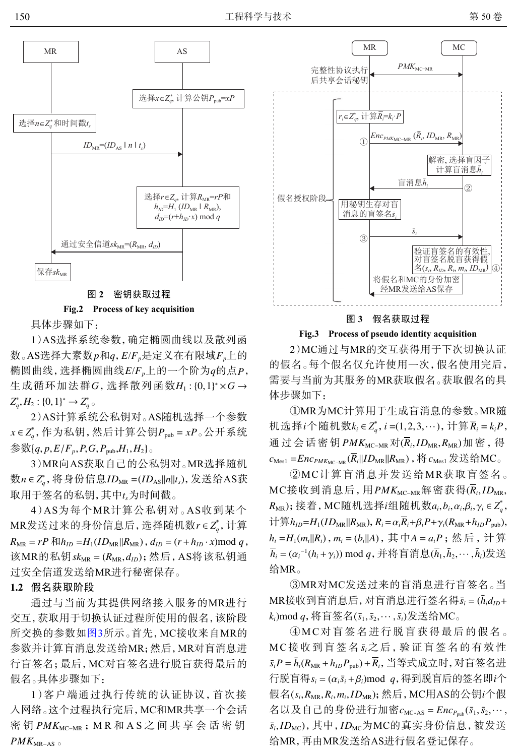图 2 密钥获取过程

**Fig.2 Process of key acquisition**

具体步骤如下：

1）AS选择系统参数，确定椭圆曲线以及散列函数。AS选择大素数$p$和$q$，$E/F_p$是定义在有限域$F_p$上的椭圆曲线，选择椭圆曲线$E/F_p$上的一个阶为$q$的点$P$，生成循环加法群$G$，选择散列函数$H_1:\{0,1\}^*\times G\rightarrow Z_q^*, H_2:\{0,1\}^*\rightarrow Z_q^*$。

2）AS计算系统公私钥对。AS随机选择一个参数$x\in Z_q^*$，作为私钥，然后计算公钥$P_{\text{pub}}=xP$。公开系统参数$\{q,p,E/F_p,P,G,P_{\text{pub}},H_1,H_2\}$。

3）MR向AS获取自己的公私钥对。MR选择随机数$n\in Z_q^*$，将身份信息$ID_{\text{MR}}=(ID_{\text{AS}}\|n\|t_s)$，发送给AS获取用于签名的私钥，其中$t_s$为时间戳。

4）AS为每个MR计算公私钥对。AS收到某个MR发送过来的身份信息后，选择随机数$r\in Z_q^*$，计算$R_{\text{MR}}=rP$和$h_{ID}=H_1(ID_{\text{MR}}\|R_{\text{MR}})$，$d_{ID}=(r+h_{ID}\cdot x)\bmod q$，该MR的私钥$sk_{\text{MR}}=(R_{\text{MR}},d_{ID})$；然后，AS将该私钥通过安全信道发送给MR进行秘密保存。

### 1.2 假名获取阶段

通过与当前为其提供网络接入服务的MR进行交互，获取用于切换认证过程所使用的假名，该阶段所交换的参数如图3所示。首先，MC接收来自MR的参数并计算盲消息发送给MR；然后，MR对盲消息进行盲签名；最后，MC对盲签名进行脱盲获得最后的假名。具体步骤如下：

1）客户端通过执行传统的认证协议，首次接入网络。这个过程执行完后，MC和MR共享一个会话密钥$PMK_{\text{MC-MR}}$；MR和AS之间共享会话密钥$PMK_{\text{MR-AS}}$。

图 3 假名获取过程

**Fig.3 Process of pseudo identity acquisition**

2）MC通过与MR的交互获得用于下次切换认证的假名。每个假名仅允许使用一次，假名使用完后，需要与当前为其服务的MR获取假名。获取假名的具体步骤如下：

①MR为MC计算用于生成盲消息的参数。MR随机选择$i$个随机数$k_i\in Z_q^*$，$i=(1,2,3,\cdots)$，计算$\bar{R}_i=k_iP$，通过会话密钥$PMK_{\text{MC-MR}}$对$(\bar{R}_i,ID_{\text{MR}},R_{\text{MR}})$加密，得$c_{\text{Mes1}}=Enc_{PMK_{\text{MC-MR}}}(\bar{R}_i\|ID_{\text{MR}}\|R_{\text{MR}})$，将$c_{\text{Mes1}}$发送给MC。

②MC计算盲消息并发送给MR获取盲签名。MC接收到消息后，用$PMK_{\text{MC-MR}}$解密获得$(\bar{R}_i,ID_{\text{MR}},R_{\text{MR}})$；接着，MC随机选择$i$组随机数$a_i,b_i,\alpha_i,\beta_i,\gamma_i\in Z_q^*$，计算$h_{ID}=H_1(ID_{\text{MR}}\|R_{\text{MR}})$，$R_i=\alpha_i\bar{R}_i+\beta_iP+\gamma_i(R_{\text{MR}}+h_{ID}P_{\text{pub}})$，$h_i=H_1(m_i\|R_i)$，$m_i=(b_i\|A)$，其中$A=a_iP$；然后，计算$\bar{h}_i=(\alpha_i^{-1}(h_i+\gamma_i))\bmod q$，并将盲消息$(\bar{h}_1,\bar{h}_2,\cdots,\bar{h}_i)$发送给MR。

③MR对MC发送过来的盲消息进行盲签名。当MR接收到盲消息后，对盲消息进行签名得$\bar{s}_i=(\bar{h}_id_{ID}+k_i)\bmod q$，将盲签名$(\bar{s}_1,\bar{s}_2,\cdots,\bar{s}_i)$发送给MC。

④MC对盲签名进行脱盲获得最后的假名。MC接收到盲签名$\bar{s}_i$之后，验证盲签名的有效性$\bar{s}_iP=\bar{h}_i(R_{\text{MR}}+h_{ID}P_{\text{pub}})+\bar{R}_i$，当等式成立时，对盲签名进行脱盲得$s_i=(\alpha_i\bar{s}_i+\beta_i)\bmod q$，得到脱盲后的签名即$i$个假名$(s_i,R_{\text{MR}},R_i,m_i,ID_{\text{MR}})$；然后，MC用AS的公钥$i$个假名以及自己的身份进行加密$c_{\text{MC-AS}}=Enc_{P_{\text{pub}}}(\bar{s}_1,\bar{s}_2,\cdots,\bar{s}_i,ID_{\text{MC}})$，其中，$ID_{\text{MC}}$为MC的真实身份信息，被发送给MR，再由MR发送给AS进行假名登记保存。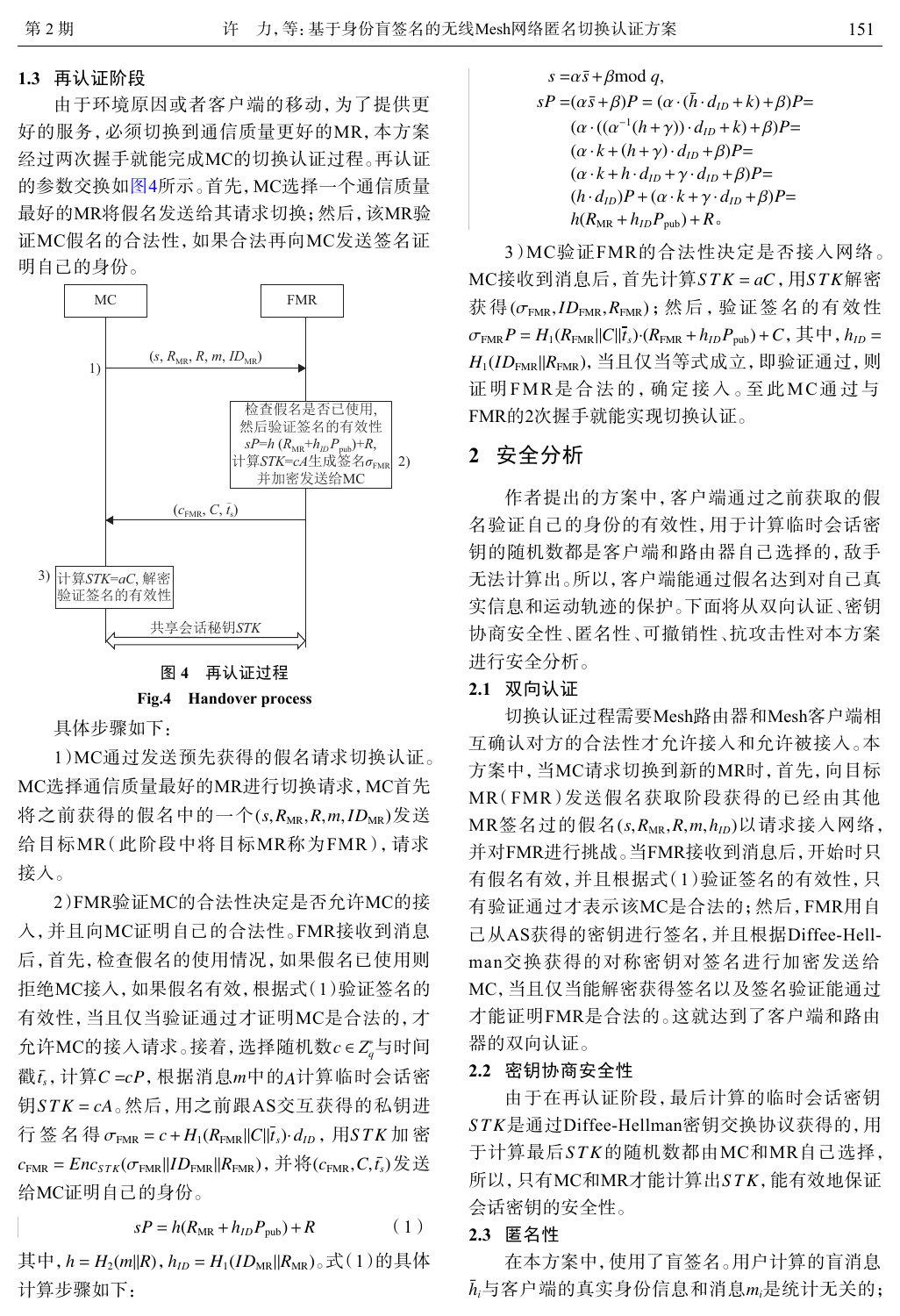### 1.3 再认证阶段

由于环境原因或者客户端的移动，为了提供更好的服务，必须切换到通信质量更好的MR，本方案经过两次握手就能完成MC的切换认证过程。再认证的参数交换如图4所示。首先，MC选择一个通信质量最好的MR将假名发送给其请求切换；然后，该MR验证MC假名的合法性，如果合法再向MC发送签名证明自己的身份。

MC　　　FMR

1) $(s, R_{\text{MR}}, R, m, ID_{\text{MR}})$

2) 检查假名是否已使用，然后验证签名的有效性 $sP=h(R_{\text{MR}}+h_{ID}P_{\text{pub}})+R$，计算$STK=cA$生成签名$\sigma_{\text{FMR}}$并加密发送给MC

$(c_{\text{FMR}}, C, \bar{t}_s)$

3) 计算$STK=aC$，解密验证签名的有效性

共享会话秘钥$STK$

图 4　再认证过程

**Fig.4　Handover process**

具体步骤如下：

1）MC通过发送预先获得的假名请求切换认证。MC选择通信质量最好的MR进行切换请求，MC首先将之前获得的假名中的一个$(s, R_{\text{MR}}, R, m, ID_{\text{MR}})$发送给目标MR（此阶段中将目标MR称为FMR），请求接入。

2）FMR验证MC的合法性决定是否允许MC的接入，并且向MC证明自己的合法性。FMR接收到消息后，首先，检查假名的使用情况，如果假名已使用则拒绝MC接入，如果假名有效，根据式（1）验证签名的有效性，当且仅当验证通过才证明MC是合法的，才允许MC的接入请求。接着，选择随机数$c \in Z_q^*$与时间戳$\bar{t}_s$，计算$C=cP$，根据消息$m$中的$A$计算临时会话密钥$STK=cA$。然后，用之前跟AS交互获得的私钥进行签名得$\sigma_{\text{FMR}}=c+H_1(R_{\text{FMR}}\|C\|\bar{t}_s)\cdot d_{ID}$，用$STK$加密$c_{\text{FMR}}=Enc_{STK}(\sigma_{\text{FMR}}\|ID_{\text{FMR}}\|R_{\text{FMR}})$，并将$(c_{\text{FMR}}, C, \bar{t}_s)$发送给MC证明自己的身份。

$$sP=h(R_{\text{MR}}+h_{ID}P_{\text{pub}})+R \tag{1}$$

其中，$h=H_2(m\|R)$，$h_{ID}=H_1(ID_{\text{MR}}\|R_{\text{MR}})$。式（1）的具体计算步骤如下：

$$s=\alpha\bar{s}+\beta \bmod q,$$

$$\begin{aligned}
sP&=(\alpha\bar{s}+\beta)P=(\alpha\cdot(\bar{h}\cdot d_{ID}+k)+\beta)P=\\
&(\alpha\cdot((\alpha^{-1}(h+\gamma))\cdot d_{ID}+k)+\beta)P=\\
&(\alpha\cdot k+(h+\gamma)\cdot d_{ID}+\beta)P=\\
&(\alpha\cdot k+h\cdot d_{ID}+\gamma\cdot d_{ID}+\beta)P=\\
&(h\cdot d_{ID})P+(\alpha\cdot k+\gamma\cdot d_{ID}+\beta)P=\\
&h(R_{\text{MR}}+h_{ID}P_{\text{pub}})+R。
\end{aligned}$$

3）MC验证FMR的合法性决定是否接入网络。MC接收到消息后，首先计算$STK=aC$，用$STK$解密获得$(\sigma_{\text{FMR}}, ID_{\text{FMR}}, R_{\text{FMR}})$；然后，验证签名的有效性$\sigma_{\text{FMR}}P=H_1(R_{\text{FMR}}\|C\|\bar{t}_s)\cdot(R_{\text{FMR}}+h_{ID}P_{\text{pub}})+C$，其中，$h_{ID}=H_1(ID_{\text{FMR}}\|R_{\text{FMR}})$，当且仅当等式成立，即验证通过，则证明FMR是合法的，确定接入。至此MC通过与FMR的2次握手就能实现切换认证。

## 2 安全分析

作者提出的方案中，客户端通过之前获取的假名验证自己的身份的有效性，用于计算临时会话密钥的随机数都是客户端和路由器自己选择的，敌手无法计算出。所以，客户端能通过假名达到对自己真实信息和运动轨迹的保护。下面将从双向认证、密钥协商安全性、匿名性、可撤销性、抗攻击性对本方案进行安全分析。

### 2.1 双向认证

切换认证过程需要Mesh路由器和Mesh客户端相互确认对方的合法性才允许接入和允许被接入。本方案中，当MC请求切换到新的MR时，首先，向目标MR（FMR）发送假名获取阶段获得的已经由其他MR签名过的假名$(s, R_{\text{MR}}, R, m, h_{ID})$以请求接入网络，并对FMR进行挑战。当FMR接收到消息后，开始时只有假名有效，并且根据式（1）验证签名的有效性，只有验证通过才表示该MC是合法的；然后，FMR用自己从AS获得的密钥进行签名，并且根据Diffee-Hellman交换获得的对称密钥对签名进行加密发送给MC，当且仅当能解密获得签名以及签名验证能通过才能证明FMR是合法的。这就达到了客户端和路由器的双向认证。

### 2.2 密钥协商安全性

由于在再认证阶段，最后计算的临时会话密钥$STK$是通过Diffee-Hellman密钥交换协议获得的，用于计算最后$STK$的随机数都由MC和MR自己选择，所以，只有MC和MR才能计算出$STK$，能有效地保证会话密钥的安全性。

### 2.3 匿名性

在本方案中，使用了盲签名。用户计算的盲消息$\bar{h}_i$与客户端的真实身份信息和消息$m_i$是统计无关的；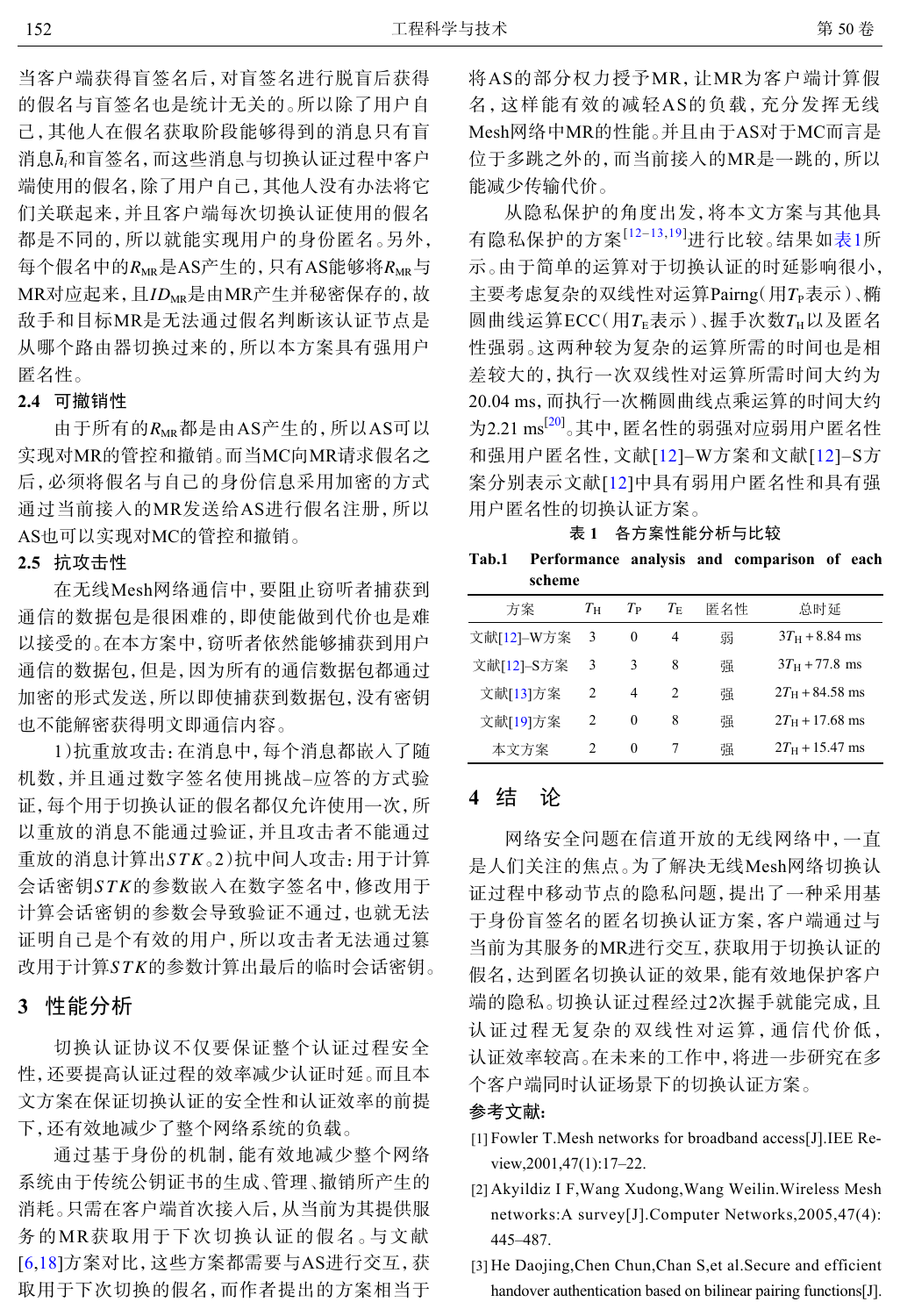当客户端获得盲签名后，对盲签名进行脱盲后获得的假名与盲签名也是统计无关的。所以除了用户自己，其他人在假名获取阶段能够得到的消息只有盲消息$\bar{h}_i$和盲签名，而这些消息与切换认证过程中客户端使用的假名，除了用户自己，其他人没有办法将它们关联起来，并且客户端每次切换认证使用的假名都是不同的，所以就能实现用户的身份匿名。另外，每个假名中的$R_{MR}$是AS产生的，只有AS能够将$R_{MR}$与MR对应起来，且$ID_{MR}$是由MR产生并秘密保存的，故敌手和目标MR是无法通过假名判断该认证节点是从哪个路由器切换过来的，所以本方案具有强用户匿名性。

### 2.4 可撤销性

由于所有的$R_{MR}$都是由AS产生的，所以AS可以实现对MR的管控和撤销。而当MC向MR请求假名之后，必须将假名与自己的身份信息采用加密的方式通过当前接入的MR发送给AS进行假名注册，所以AS也可以实现对MC的管控和撤销。

### 2.5 抗攻击性

在无线Mesh网络通信中，要阻止窃听者捕获到通信的数据包是很困难的，即使能做到代价也是难以接受的。在本方案中，窃听者依然能够捕获到用户通信的数据包，但是，因为所有的通信数据包都通过加密的形式发送，所以即使捕获到数据包，没有密钥也不能解密获得明文即通信内容。

1）抗重放攻击：在消息中，每个消息都嵌入了随机数，并且通过数字签名使用挑战–应答的方式验证，每个用于切换认证的假名都仅允许使用一次，所以重放的消息不能通过验证，并且攻击者不能通过重放的消息计算出$STK$。2）抗中间人攻击：用于计算会话密钥$STK$的参数嵌入在数字签名中，修改用于计算会话密钥的参数会导致验证不通过，也就无法证明自己是个有效的用户，所以攻击者无法通过篡改用于计算$STK$的参数计算出最后的临时会话密钥。

## 3 性能分析

切换认证协议不仅要保证整个认证过程安全性，还要提高认证过程的效率减少认证时延。而且本文方案在保证切换认证的安全性和认证效率的前提下，还有效地减少了整个网络系统的负载。

通过基于身份的机制，能有效地减少整个网络系统由于传统公钥证书的生成、管理、撤销所产生的消耗。只需在客户端首次接入后，从当前为其提供服务的MR获取用于下次切换认证的假名。与文献[6,18]方案对比，这些方案都需要与AS进行交互，获取用于下次切换的假名，而作者提出的方案相当于将AS的部分权力授予MR，让MR为客户端计算假名，这样能有效的减轻AS的负载，充分发挥无线Mesh网络中MR的性能。并且由于AS对于MC而言是位于多跳之外的，而当前接入的MR是一跳的，所以能减少传输代价。

从隐私保护的角度出发，将本文方案与其他具有隐私保护的方案[12–13,19]进行比较。结果如表1所示。由于简单的运算对于切换认证的时延影响很小，主要考虑复杂的双线性对运算Pairng（用$T_P$表示）、椭圆曲线运算ECC（用$T_E$表示）、握手次数$T_H$以及匿名性强弱。这两种较为复杂的运算所需的时间也是相差较大的，执行一次双线性对运算所需时间大约为20.04 ms，而执行一次椭圆曲线点乘运算的时间大约为2.21 ms[20]。其中，匿名性的弱强对应弱用户匿名性和强用户匿名性，文献[12]–W方案和文献[12]–S方案分别表示文献[12]中具有弱用户匿名性和具有强用户匿名性的切换认证方案。

表 1 各方案性能分析与比较

Tab.1 Performance analysis and comparison of each scheme

| 方案 | $T_H$ | $T_P$ | $T_E$ | 匿名性 | 总时延 |
|---|---|---|---|---|---|
| 文献[12]–W方案 | 3 | 0 | 4 | 弱 | $3T_H+8.84$ ms |
| 文献[12]–S方案 | 3 | 3 | 8 | 强 | $3T_H+77.8$ ms |
| 文献[13]方案 | 2 | 4 | 2 | 强 | $2T_H+84.58$ ms |
| 文献[19]方案 | 2 | 0 | 8 | 强 | $2T_H+17.68$ ms |
| 本文方案 | 2 | 0 | 7 | 强 | $2T_H+15.47$ ms |

## 4 结　论

网络安全问题在信道开放的无线网络中，一直是人们关注的焦点。为了解决无线Mesh网络切换认证过程中移动节点的隐私问题，提出了一种采用基于身份盲签名的匿名切换认证方案，客户端通过与当前为其服务的MR进行交互，获取用于切换认证的假名，达到匿名切换认证的效果，能有效地保护客户端的隐私。切换认证过程经过2次握手就能完成，且认证过程无复杂的双线性对运算，通信代价低，认证效率较高。在未来的工作中，将进一步研究在多个客户端同时认证场景下的切换认证方案。

**参考文献：**

[1] Fowler T.Mesh networks for broadband access[J].IEE Review,2001,47(1):17–22.

[2] Akyildiz I F,Wang Xudong,Wang Weilin.Wireless Mesh networks:A survey[J].Computer Networks,2005,47(4):445–487.

[3] He Daojing,Chen Chun,Chan S,et al.Secure and efficient handover authentication based on bilinear pairing functions[J].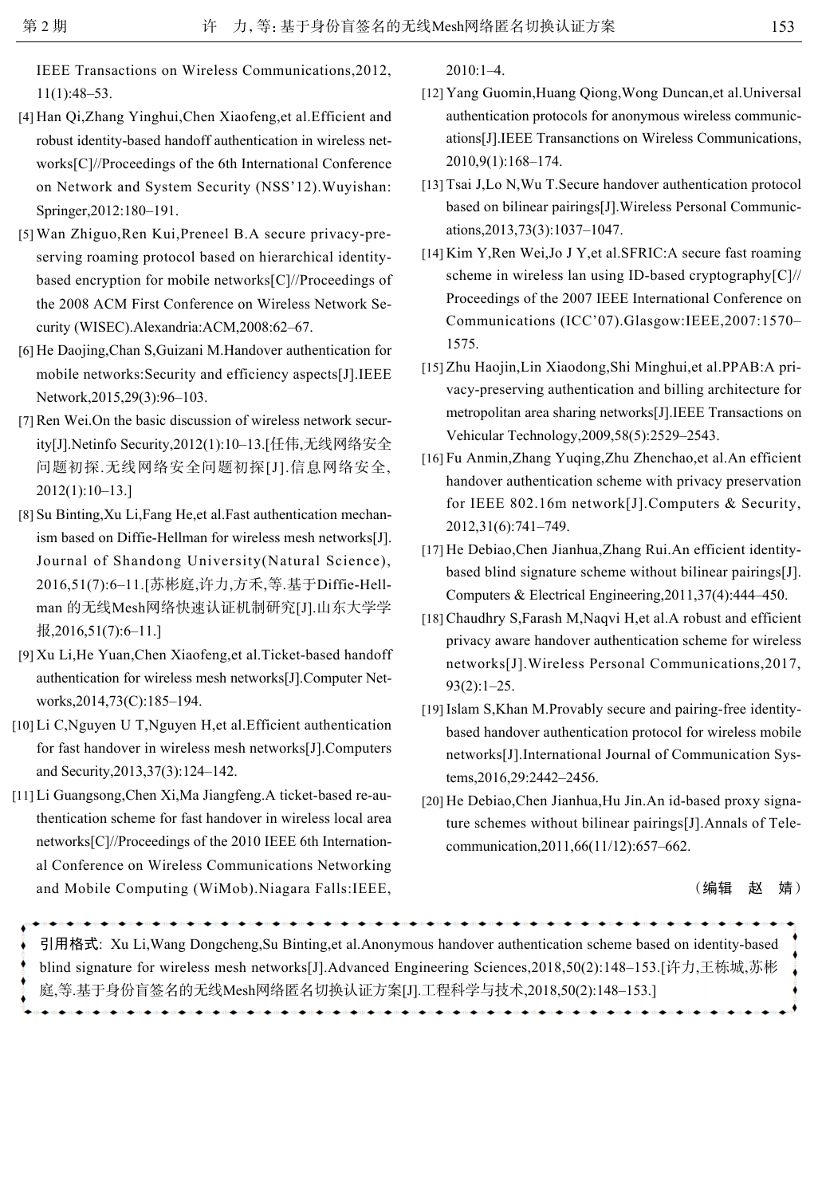IEEE Transactions on Wireless Communications,2012, 11(1):48–53.

[4] Han Qi,Zhang Yinghui,Chen Xiaofeng,et al.Efficient and robust identity-based handoff authentication in wireless networks[C]//Proceedings of the 6th International Conference on Network and System Security (NSS'12).Wuyishan: Springer,2012:180–191.

[5] Wan Zhiguo,Ren Kui,Preneel B.A secure privacy-preserving roaming protocol based on hierarchical identity-based encryption for mobile networks[C]//Proceedings of the 2008 ACM First Conference on Wireless Network Security (WISEC).Alexandria:ACM,2008:62–67.

[6] He Daojing,Chan S,Guizani M.Handover authentication for mobile networks:Security and efficiency aspects[J].IEEE Network,2015,29(3):96–103.

[7] Ren Wei.On the basic discussion of wireless network security[J].Netinfo Security,2012(1):10–13.[任伟,无线网络安全问题初探.无线网络安全问题初探[J].信息网络安全,2012(1):10–13.]

[8] Su Binting,Xu Li,Fang He,et al.Fast authentication mechanism based on Diffie-Hellman for wireless mesh networks[J]. Journal of Shandong University(Natural Science), 2016,51(7):6–11.[苏彬庭,许力,方禾,等.基于Diffie-Hellman 的无线Mesh网络快速认证机制研究[J].山东大学学报,2016,51(7):6–11.]

[9] Xu Li,He Yuan,Chen Xiaofeng,et al.Ticket-based handoff authentication for wireless mesh networks[J].Computer Networks,2014,73(C):185–194.

[10] Li C,Nguyen U T,Nguyen H,et al.Efficient authentication for fast handover in wireless mesh networks[J].Computers and Security,2013,37(3):124–142.

[11] Li Guangsong,Chen Xi,Ma Jiangfeng.A ticket-based re-authentication scheme for fast handover in wireless local area networks[C]//Proceedings of the 2010 IEEE 6th International Conference on Wireless Communications Networking and Mobile Computing (WiMob).Niagara Falls:IEEE, 2010:1–4.

[12] Yang Guomin,Huang Qiong,Wong Duncan,et al.Universal authentication protocols for anonymous wireless communications[J].IEEE Transactions on Wireless Communications, 2010,9(1):168–174.

[13] Tsai J,Lo N,Wu T.Secure handover authentication protocol based on bilinear pairings[J].Wireless Personal Communications,2013,73(3):1037–1047.

[14] Kim Y,Ren Wei,Jo J Y,et al.SFRIC:A secure fast roaming scheme in wireless lan using ID-based cryptography[C]// Proceedings of the 2007 IEEE International Conference on Communications (ICC'07).Glasgow:IEEE,2007:1570–1575.

[15] Zhu Haojin,Lin Xiaodong,Shi Minghui,et al.PPAB:A privacy-preserving authentication and billing architecture for metropolitan area sharing networks[J].IEEE Transactions on Vehicular Technology,2009,58(5):2529–2543.

[16] Fu Anmin,Zhang Yuqing,Zhu Zhenchao,et al.An efficient handover authentication scheme with privacy preservation for IEEE 802.16m network[J].Computers & Security, 2012,31(6):741–749.

[17] He Debiao,Chen Jianhua,Zhang Rui.An efficient identity-based blind signature scheme without bilinear pairings[J]. Computers & Electrical Engineering,2011,37(4):444–450.

[18] Chaudhry S,Farash M,Naqvi H,et al.A robust and efficient privacy aware handover authentication scheme for wireless networks[J].Wireless Personal Communications,2017, 93(2):1–25.

[19] Islam S,Khan M.Provably secure and pairing-free identity-based handover authentication protocol for wireless mobile networks[J].International Journal of Communication Systems,2016,29:2442–2456.

[20] He Debiao,Chen Jianhua,Hu Jin.An id-based proxy signature schemes without bilinear pairings[J].Annals of Telecommunication,2011,66(11/12):657–662.

（编辑　赵　婧）

**引用格式**: Xu Li,Wang Dongcheng,Su Binting,et al.Anonymous handover authentication scheme based on identity-based blind signature for wireless mesh networks[J].Advanced Engineering Sciences,2018,50(2):148–153.[许力,王栋城,苏彬庭,等.基于身份盲签名的无线Mesh网络匿名切换认证方案[J].工程科学与技术,2018,50(2):148–153.]